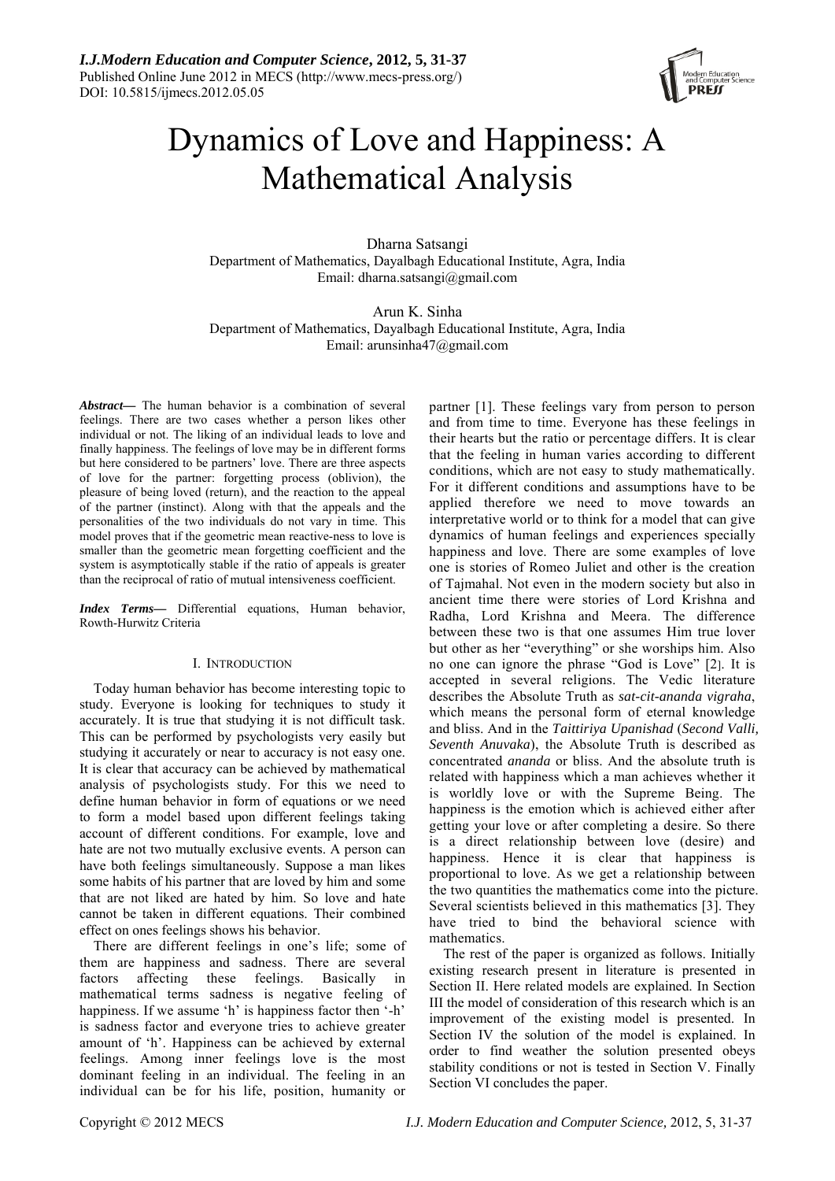# Dynamics of Love and Happiness: A Mathematical Analysis

Dharna Satsangi
Department of Mathematics, Dayalbagh Educational Institute, Agra, India
Email: dharna.satsangi@gmail.com

Arun K. Sinha
Department of Mathematics, Dayalbagh Educational Institute, Agra, India
Email: arunsinha47@gmail.com

***Abstract***— The human behavior is a combination of several feelings. There are two cases whether a person likes other individual or not. The liking of an individual leads to love and finally happiness. The feelings of love may be in different forms but here considered to be partners' love. There are three aspects of love for the partner: forgetting process (oblivion), the pleasure of being loved (return), and the reaction to the appeal of the partner (instinct). Along with that the appeals and the personalities of the two individuals do not vary in time. This model proves that if the geometric mean reactive-ness to love is smaller than the geometric mean forgetting coefficient and the system is asymptotically stable if the ratio of appeals is greater than the reciprocal of ratio of mutual intensiveness coefficient.

***Index Terms***— Differential equations, Human behavior, Rowth-Hurwitz Criteria

## I. INTRODUCTION

Today human behavior has become interesting topic to study. Everyone is looking for techniques to study it accurately. It is true that studying it is not difficult task. This can be performed by psychologists very easily but studying it accurately or near to accuracy is not easy one. It is clear that accuracy can be achieved by mathematical analysis of psychologists study. For this we need to define human behavior in form of equations or we need to form a model based upon different feelings taking account of different conditions. For example, love and hate are not two mutually exclusive events. A person can have both feelings simultaneously. Suppose a man likes some habits of his partner that are loved by him and some that are not liked are hated by him. So love and hate cannot be taken in different equations. Their combined effect on ones feelings shows his behavior.

There are different feelings in one's life; some of them are happiness and sadness. There are several factors affecting these feelings. Basically in mathematical terms sadness is negative feeling of happiness. If we assume 'h' is happiness factor then '-h' is sadness factor and everyone tries to achieve greater amount of 'h'. Happiness can be achieved by external feelings. Among inner feelings love is the most dominant feeling in an individual. The feeling in an individual can be for his life, position, humanity or partner [1]. These feelings vary from person to person and from time to time. Everyone has these feelings in their hearts but the ratio or percentage differs. It is clear that the feeling in human varies according to different conditions, which are not easy to study mathematically. For it different conditions and assumptions have to be applied therefore we need to move towards an interpretative world or to think for a model that can give dynamics of human feelings and experiences specially happiness and love. There are some examples of love one is stories of Romeo Juliet and other is the creation of Tajmahal. Not even in the modern society but also in ancient time there were stories of Lord Krishna and Radha, Lord Krishna and Meera. The difference between these two is that one assumes Him true lover but other as her "everything" or she worships him. Also no one can ignore the phrase "God is Love" [2]. It is accepted in several religions. The Vedic literature describes the Absolute Truth as *sat-cit-ananda vigraha*, which means the personal form of eternal knowledge and bliss. And in the *Taittiriya Upanishad* (*Second Valli, Seventh Anuvaka*), the Absolute Truth is described as concentrated *ananda* or bliss. And the absolute truth is related with happiness which a man achieves whether it is worldly love or with the Supreme Being. The happiness is the emotion which is achieved either after getting your love or after completing a desire. So there is a direct relationship between love (desire) and happiness. Hence it is clear that happiness is proportional to love. As we get a relationship between the two quantities the mathematics come into the picture. Several scientists believed in this mathematics [3]. They have tried to bind the behavioral science with mathematics.

The rest of the paper is organized as follows. Initially existing research present in literature is presented in Section II. Here related models are explained. In Section III the model of consideration of this research which is an improvement of the existing model is presented. In Section IV the solution of the model is explained. In order to find weather the solution presented obeys stability conditions or not is tested in Section V. Finally Section VI concludes the paper.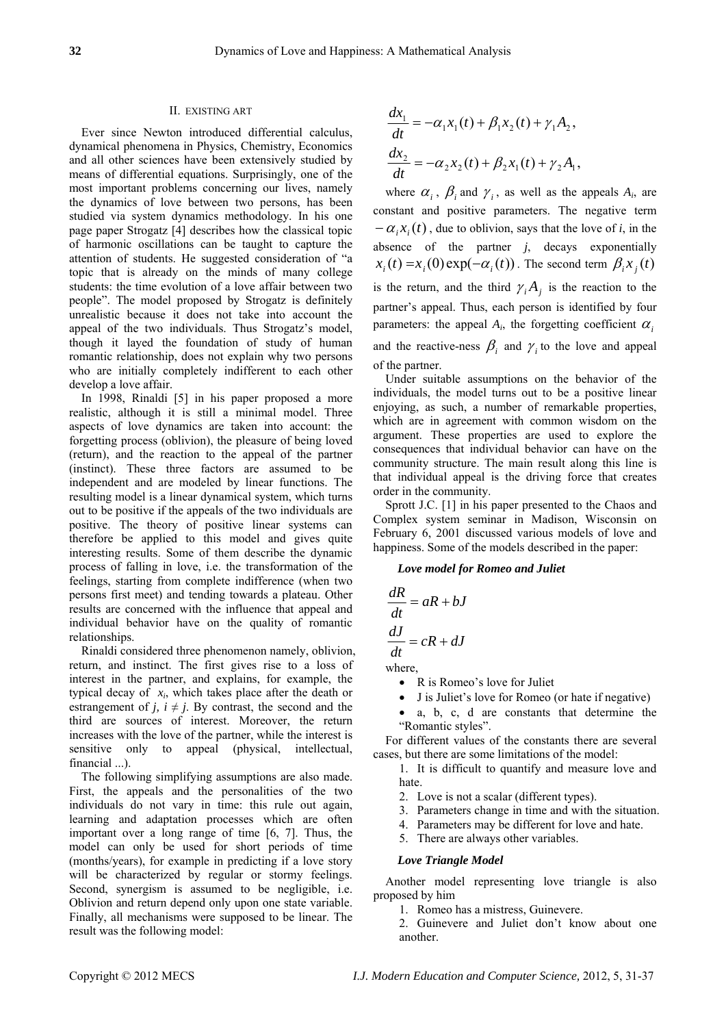## II. EXISTING ART

Ever since Newton introduced differential calculus, dynamical phenomena in Physics, Chemistry, Economics and all other sciences have been extensively studied by means of differential equations. Surprisingly, one of the most important problems concerning our lives, namely the dynamics of love between two persons, has been studied via system dynamics methodology. In his one page paper Strogatz [4] describes how the classical topic of harmonic oscillations can be taught to capture the attention of students. He suggested consideration of "a topic that is already on the minds of many college students: the time evolution of a love affair between two people". The model proposed by Strogatz is definitely unrealistic because it does not take into account the appeal of the two individuals. Thus Strogatz's model, though it layed the foundation of study of human romantic relationship, does not explain why two persons who are initially completely indifferent to each other develop a love affair.

In 1998, Rinaldi [5] in his paper proposed a more realistic, although it is still a minimal model. Three aspects of love dynamics are taken into account: the forgetting process (oblivion), the pleasure of being loved (return), and the reaction to the appeal of the partner (instinct). These three factors are assumed to be independent and are modeled by linear functions. The resulting model is a linear dynamical system, which turns out to be positive if the appeals of the two individuals are positive. The theory of positive linear systems can therefore be applied to this model and gives quite interesting results. Some of them describe the dynamic process of falling in love, i.e. the transformation of the feelings, starting from complete indifference (when two persons first meet) and tending towards a plateau. Other results are concerned with the influence that appeal and individual behavior have on the quality of romantic relationships.

Rinaldi considered three phenomenon namely, oblivion, return, and instinct. The first gives rise to a loss of interest in the partner, and explains, for example, the typical decay of $x_i$, which takes place after the death or estrangement of $j$, $i \neq j$. By contrast, the second and the third are sources of interest. Moreover, the return increases with the love of the partner, while the interest is sensitive only to appeal (physical, intellectual, financial ...).

The following simplifying assumptions are also made. First, the appeals and the personalities of the two individuals do not vary in time: this rule out again, learning and adaptation processes which are often important over a long range of time [6, 7]. Thus, the model can only be used for short periods of time (months/years), for example in predicting if a love story will be characterized by regular or stormy feelings. Second, synergism is assumed to be negligible, i.e. Oblivion and return depend only upon one state variable. Finally, all mechanisms were supposed to be linear. The result was the following model:

$$\frac{dx_1}{dt} = -\alpha_1 x_1(t) + \beta_1 x_2(t) + \gamma_1 A_2,$$

$$\frac{dx_2}{dt} = -\alpha_2 x_2(t) + \beta_2 x_1(t) + \gamma_2 A_1,$$

where $\alpha_i$, $\beta_i$ and $\gamma_i$, as well as the appeals $A_i$, are constant and positive parameters. The negative term $-\alpha_i x_i(t)$, due to oblivion, says that the love of $i$, in the absence of the partner $j$, decays exponentially $x_i(t) = x_i(0)\exp(-\alpha_i(t))$. The second term $\beta_i x_j(t)$ is the return, and the third $\gamma_i A_j$ is the reaction to the partner's appeal. Thus, each person is identified by four parameters: the appeal $A_i$, the forgetting coefficient $\alpha_i$ and the reactive-ness $\beta_i$ and $\gamma_i$ to the love and appeal of the partner.

Under suitable assumptions on the behavior of the individuals, the model turns out to be a positive linear enjoying, as such, a number of remarkable properties, which are in agreement with common wisdom on the argument. These properties are used to explore the consequences that individual behavior can have on the community structure. The main result along this line is that individual appeal is the driving force that creates order in the community.

Sprott J.C. [1] in his paper presented to the Chaos and Complex system seminar in Madison, Wisconsin on February 6, 2001 discussed various models of love and happiness. Some of the models described in the paper:

### *Love model for Romeo and Juliet*

$$\frac{dR}{dt} = aR + bJ$$

$$\frac{dJ}{dt} = cR + dJ$$

where,

- R is Romeo's love for Juliet
- J is Juliet's love for Romeo (or hate if negative)
- a, b, c, d are constants that determine the "Romantic styles".

For different values of the constants there are several cases, but there are some limitations of the model:

1. It is difficult to quantify and measure love and hate.
2. Love is not a scalar (different types).
3. Parameters change in time and with the situation.
4. Parameters may be different for love and hate.
5. There are always other variables.

### *Love Triangle Model*

Another model representing love triangle is also proposed by him

1. Romeo has a mistress, Guinevere.
2. Guinevere and Juliet don't know about one another.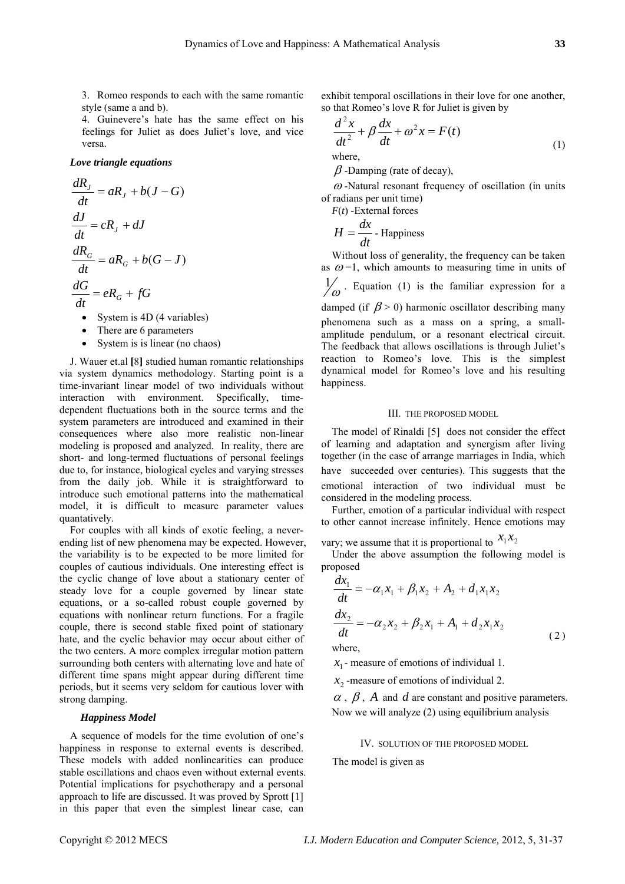3. Romeo responds to each with the same romantic style (same a and b).
4. Guinevere's hate has the same effect on his feelings for Juliet as does Juliet's love, and vice versa.

***Love triangle equations***

$$\frac{dR_J}{dt} = aR_J + b(J - G)$$

$$\frac{dJ}{dt} = cR_J + dJ$$

$$\frac{dR_G}{dt} = aR_G + b(G - J)$$

$$\frac{dG}{dt} = eR_G + fG$$

- System is 4D (4 variables)
- There are 6 parameters
- System is is linear (no chaos)

J. Wauer et.al **[**8**]** studied human romantic relationships via system dynamics methodology. Starting point is a time-invariant linear model of two individuals without interaction with environment. Specifically, time-dependent fluctuations both in the source terms and the system parameters are introduced and examined in their consequences where also more realistic non-linear modeling is proposed and analyzed. In reality, there are short- and long-termed fluctuations of personal feelings due to, for instance, biological cycles and varying stresses from the daily job. While it is straightforward to introduce such emotional patterns into the mathematical model, it is difficult to measure parameter values quantatively.

For couples with all kinds of exotic feeling, a never-ending list of new phenomena may be expected. However, the variability is to be expected to be more limited for couples of cautious individuals. One interesting effect is the cyclic change of love about a stationary center of steady love for a couple governed by linear state equations, or a so-called robust couple governed by equations with nonlinear return functions. For a fragile couple, there is second stable fixed point of stationary hate, and the cyclic behavior may occur about either of the two centers. A more complex irregular motion pattern surrounding both centers with alternating love and hate of different time spans might appear during different time periods, but it seems very seldom for cautious lover with strong damping.

***Happiness Model***

A sequence of models for the time evolution of one's happiness in response to external events is described. These models with added nonlinearities can produce stable oscillations and chaos even without external events. Potential implications for psychotherapy and a personal approach to life are discussed. It was proved by Sprott [1] in this paper that even the simplest linear case, can exhibit temporal oscillations in their love for one another, so that Romeo's love R for Juliet is given by

$$\frac{d^2x}{dt^2} + \beta\frac{dx}{dt} + \omega^2 x = F(t) \tag{1}$$

where,

$\beta$ -Damping (rate of decay),

$\omega$ -Natural resonant frequency of oscillation (in units of radians per unit time)

$F(t)$ -External forces

$H = \dfrac{dx}{dt}$ - Happiness

Without loss of generality, the frequency can be taken as $\omega$=1, which amounts to measuring time in units of $1/\omega$. Equation (1) is the familiar expression for a damped (if $\beta > 0$) harmonic oscillator describing many phenomena such as a mass on a spring, a small-amplitude pendulum, or a resonant electrical circuit. The feedback that allows oscillations is through Juliet's reaction to Romeo's love. This is the simplest dynamical model for Romeo's love and his resulting happiness.

## III. The Proposed Model

The model of Rinaldi [5] does not consider the effect of learning and adaptation and synergism after living together (in the case of arrange marriages in India, which have succeeded over centuries). This suggests that the emotional interaction of two individual must be considered in the modeling process.

Further, emotion of a particular individual with respect to other cannot increase infinitely. Hence emotions may vary; we assume that it is proportional to $x_1x_2$

Under the above assumption the following model is proposed

$$\frac{dx_1}{dt} = -\alpha_1 x_1 + \beta_1 x_2 + A_2 + d_1 x_1 x_2$$

$$\frac{dx_2}{dt} = -\alpha_2 x_2 + \beta_2 x_1 + A_1 + d_2 x_1 x_2 \tag{2}$$

where,

$x_1$ - measure of emotions of individual 1.

$x_2$ -measure of emotions of individual 2.

$\alpha$, $\beta$, $A$ and $d$ are constant and positive parameters.

Now we will analyze (2) using equilibrium analysis

## IV. Solution of the Proposed Model

The model is given as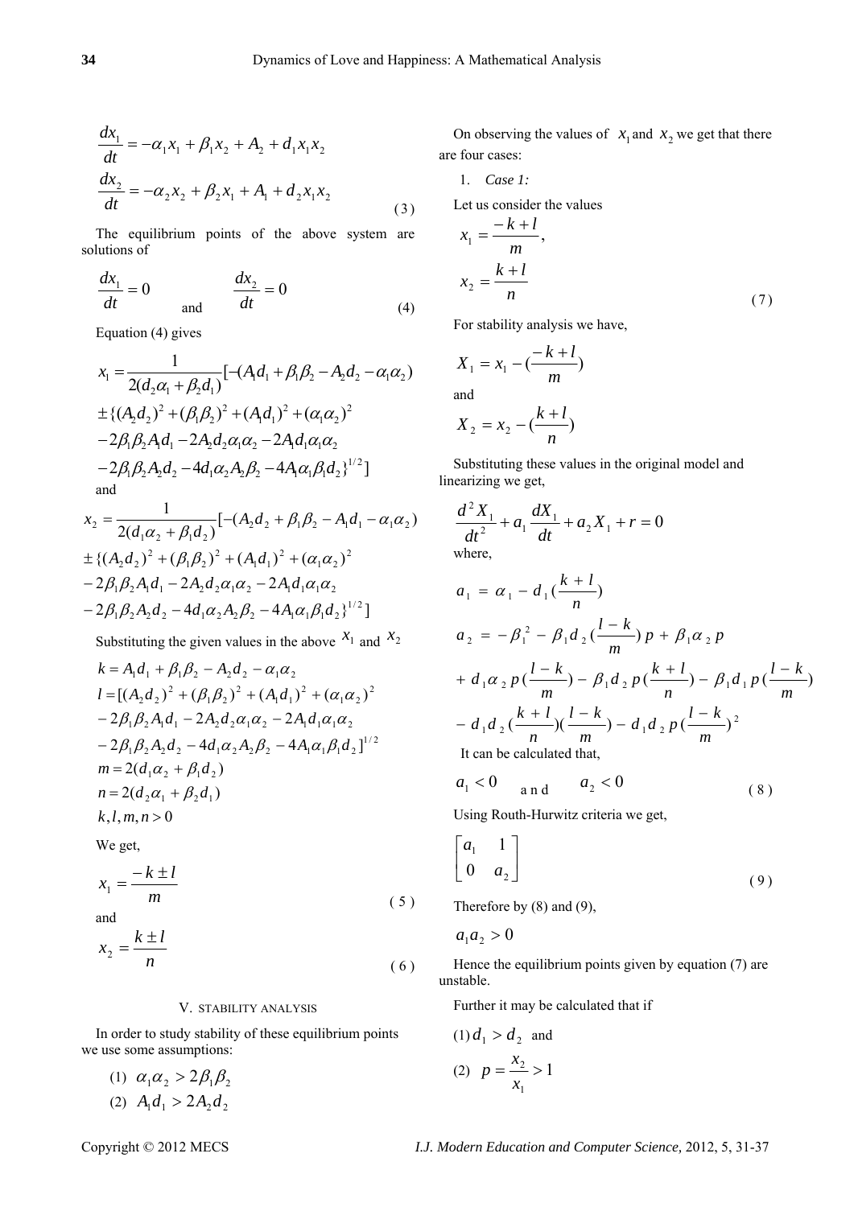$$\frac{dx_1}{dt} = -\alpha_1 x_1 + \beta_1 x_2 + A_2 + d_1 x_1 x_2$$

$$\frac{dx_2}{dt} = -\alpha_2 x_2 + \beta_2 x_1 + A_1 + d_2 x_1 x_2 \quad (3)$$

The equilibrium points of the above system are solutions of

$$\frac{dx_1}{dt} = 0 \quad \text{and} \quad \frac{dx_2}{dt} = 0 \quad (4)$$

Equation (4) gives

$$x_1 = \frac{1}{2(d_2\alpha_1 + \beta_2 d_1)}[-(A_1 d_1 + \beta_1\beta_2 - A_2 d_2 - \alpha_1\alpha_2) \pm \{(A_2 d_2)^2 + (\beta_1\beta_2)^2 + (A_1 d_1)^2 + (\alpha_1\alpha_2)^2 - 2\beta_1\beta_2 A_1 d_1 - 2A_2 d_2\alpha_1\alpha_2 - 2A_1 d_1\alpha_1\alpha_2 - 2\beta_1\beta_2 A_2 d_2 - 4d_1\alpha_2 A_2\beta_2 - 4A_1\alpha_1\beta_1 d_2\}^{1/2}]$$

and

$$x_2 = \frac{1}{2(d_1\alpha_2 + \beta_1 d_2)}[-(A_2 d_2 + \beta_1\beta_2 - A_1 d_1 - \alpha_1\alpha_2) \pm \{(A_2 d_2)^2 + (\beta_1\beta_2)^2 + (A_1 d_1)^2 + (\alpha_1\alpha_2)^2 - 2\beta_1\beta_2 A_1 d_1 - 2A_2 d_2\alpha_1\alpha_2 - 2A_1 d_1\alpha_1\alpha_2 - 2\beta_1\beta_2 A_2 d_2 - 4d_1\alpha_2 A_2\beta_2 - 4A_1\alpha_1\beta_1 d_2\}^{1/2}]$$

Substituting the given values in the above $x_1$ and $x_2$

$$k = A_1 d_1 + \beta_1\beta_2 - A_2 d_2 - \alpha_1\alpha_2$$

$$l = [(A_2 d_2)^2 + (\beta_1\beta_2)^2 + (A_1 d_1)^2 + (\alpha_1\alpha_2)^2 - 2\beta_1\beta_2 A_1 d_1 - 2A_2 d_2\alpha_1\alpha_2 - 2A_1 d_1\alpha_1\alpha_2 - 2\beta_1\beta_2 A_2 d_2 - 4d_1\alpha_2 A_2\beta_2 - 4A_1\alpha_1\beta_1 d_2]^{1/2}$$

$$m = 2(d_1\alpha_2 + \beta_1 d_2)$$

$$n = 2(d_2\alpha_1 + \beta_2 d_1)$$

$$k, l, m, n > 0$$

We get,

$$x_1 = \frac{-k \pm l}{m} \quad (5)$$

and

$$x_2 = \frac{k \pm l}{n} \quad (6)$$

## V. Stability Analysis

In order to study stability of these equilibrium points we use some assumptions:

(1) $\alpha_1\alpha_2 > 2\beta_1\beta_2$

(2) $A_1 d_1 > 2A_2 d_2$

On observing the values of $x_1$ and $x_2$ we get that there are four cases:

1. *Case 1:*

Let us consider the values

$$x_1 = \frac{-k + l}{m},$$

$$x_2 = \frac{k + l}{n} \quad (7)$$

For stability analysis we have,

$$X_1 = x_1 - \left(\frac{-k + l}{m}\right)$$

and

$$X_2 = x_2 - \left(\frac{k + l}{n}\right)$$

Substituting these values in the original model and linearizing we get,

$$\frac{d^2 X_1}{dt^2} + a_1 \frac{dX_1}{dt} + a_2 X_1 + r = 0$$

where,

$$a_1 = \alpha_1 - d_1\left(\frac{k + l}{n}\right)$$

$$a_2 = -\beta_1^2 - \beta_1 d_2\left(\frac{l - k}{m}\right)p + \beta_1\alpha_2 p + d_1\alpha_2 p\left(\frac{l - k}{m}\right) - \beta_1 d_2 p\left(\frac{k + l}{n}\right) - \beta_1 d_1 p\left(\frac{l - k}{m}\right) - d_1 d_2\left(\frac{k + l}{n}\right)\left(\frac{l - k}{m}\right) - d_1 d_2 p\left(\frac{l - k}{m}\right)^2$$

It can be calculated that,

$$a_1 < 0 \quad \text{and} \quad a_2 < 0 \quad (8)$$

Using Routh-Hurwitz criteria we get,

$$\begin{bmatrix} a_1 & 1 \\ 0 & a_2 \end{bmatrix} \quad (9)$$

Therefore by (8) and (9),

$$a_1 a_2 > 0$$

Hence the equilibrium points given by equation (7) are unstable.

Further it may be calculated that if

(1) $d_1 > d_2$ and

(2) $p = \dfrac{x_2}{x_1} > 1$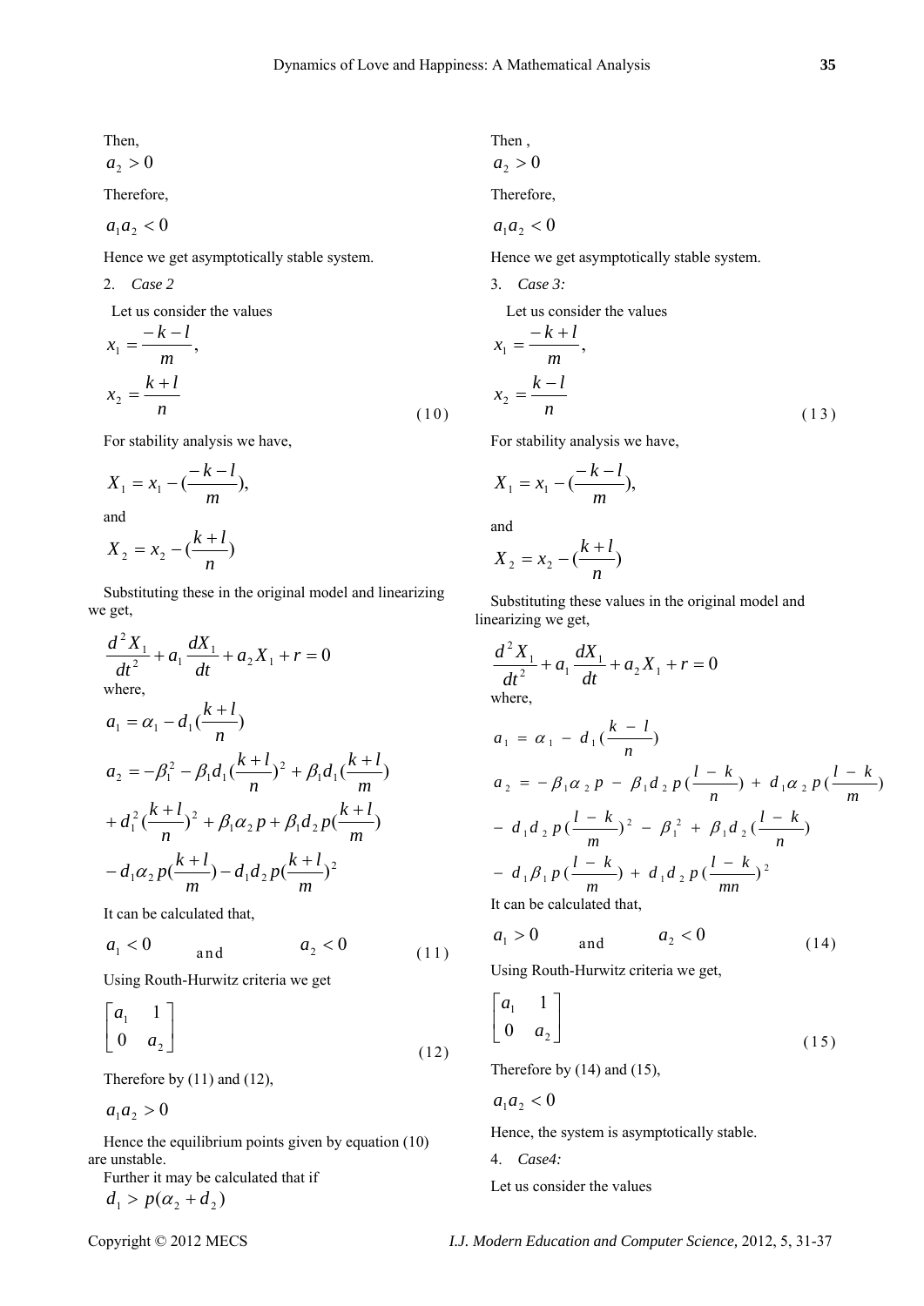Then,

$a_2 > 0$

Therefore,

$a_1 a_2 < 0$

Hence we get asymptotically stable system.

2. *Case 2*

Let us consider the values

$$x_1 = \frac{-k-l}{m},$$
$$x_2 = \frac{k+l}{n} \tag{10}$$

For stability analysis we have,

$$X_1 = x_1 - (\frac{-k-l}{m}),$$

and

$$X_2 = x_2 - (\frac{k+l}{n})$$

Substituting these in the original model and linearizing we get,

$$\frac{d^2 X_1}{dt^2} + a_1 \frac{dX_1}{dt} + a_2 X_1 + r = 0$$

where,

$$a_1 = \alpha_1 - d_1(\frac{k+l}{n})$$

$$a_2 = -\beta_1^2 - \beta_1 d_1 (\frac{k+l}{n})^2 + \beta_1 d_1 (\frac{k+l}{m}) + d_1^2 (\frac{k+l}{n})^2 + \beta_1 \alpha_2 p + \beta_1 d_2 p (\frac{k+l}{m}) - d_1 \alpha_2 p (\frac{k+l}{m}) - d_1 d_2 p (\frac{k+l}{m})^2$$

It can be calculated that,

$$a_1 < 0 \quad \text{and} \quad a_2 < 0 \tag{11}$$

Using Routh-Hurwitz criteria we get

$$\begin{bmatrix} a_1 & 1 \\ 0 & a_2 \end{bmatrix} \tag{12}$$

Therefore by (11) and (12),

$a_1 a_2 > 0$

Hence the equilibrium points given by equation (10) are unstable.

Further it may be calculated that if

$d_1 > p(\alpha_2 + d_2)$

Then ,

$a_2 > 0$

Therefore,

$a_1 a_2 < 0$

Hence we get asymptotically stable system.

3. *Case 3:*

Let us consider the values

$$x_1 = \frac{-k+l}{m},$$
$$x_2 = \frac{k-l}{n} \tag{13}$$

For stability analysis we have,

$$X_1 = x_1 - (\frac{-k-l}{m}),$$

and

$$X_2 = x_2 - (\frac{k+l}{n})$$

Substituting these values in the original model and linearizing we get,

$$\frac{d^2 X_1}{dt^2} + a_1 \frac{dX_1}{dt} + a_2 X_1 + r = 0$$

where,

$$a_1 = \alpha_1 - d_1(\frac{k-l}{n})$$

$$a_2 = -\beta_1 \alpha_2 p - \beta_1 d_2 p (\frac{l-k}{n}) + d_1 \alpha_2 p (\frac{l-k}{m}) - d_1 d_2 p (\frac{l-k}{m})^2 - \beta_1^2 + \beta_1 d_2 (\frac{l-k}{n}) - d_1 \beta_1 p (\frac{l-k}{m}) + d_1 d_2 p (\frac{l-k}{mn})^2$$

It can be calculated that,

$$a_1 > 0 \quad \text{and} \quad a_2 < 0 \tag{14}$$

Using Routh-Hurwitz criteria we get,

$$\begin{bmatrix} a_1 & 1 \\ 0 & a_2 \end{bmatrix} \tag{15}$$

Therefore by (14) and (15),

$a_1 a_2 < 0$

Hence, the system is asymptotically stable.

4. *Case4:*

Let us consider the values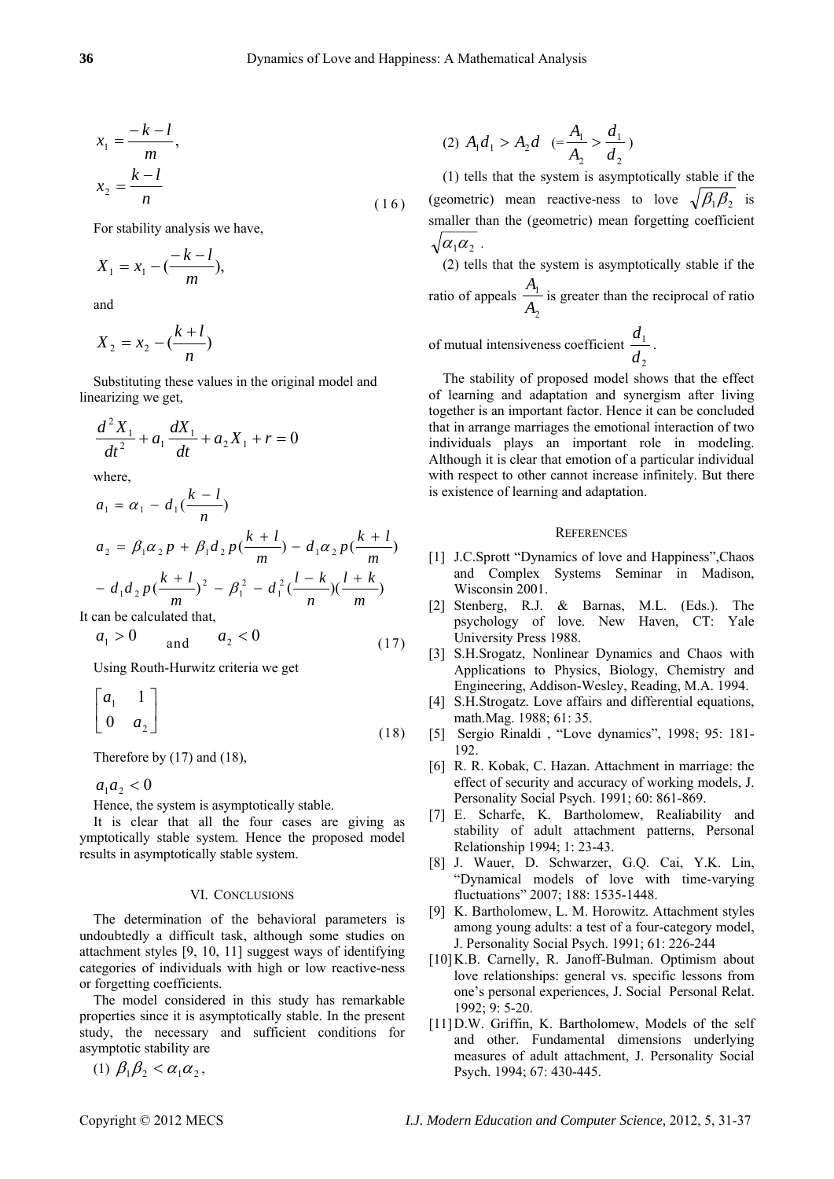$$x_1 = \frac{-k-l}{m},$$

$$x_2 = \frac{k-l}{n} \tag{16}$$

For stability analysis we have,

$$X_1 = x_1 - (\frac{-k-l}{m}),$$

and

$$X_2 = x_2 - (\frac{k+l}{n})$$

Substituting these values in the original model and linearizing we get,

$$\frac{d^2 X_1}{dt^2} + a_1 \frac{dX_1}{dt} + a_2 X_1 + r = 0$$

where,

$$a_1 = \alpha_1 - d_1(\frac{k-l}{n})$$

$$a_2 = \beta_1 \alpha_2 p + \beta_1 d_2 p(\frac{k+l}{m}) - d_1 \alpha_2 p(\frac{k+l}{m})$$

$$- d_1 d_2 p(\frac{k+l}{m})^2 - \beta_1^2 - d_1^2 (\frac{l-k}{n})(\frac{l+k}{m})$$

It can be calculated that,

$$a_1 > 0 \quad \text{and} \quad a_2 < 0 \tag{17}$$

Using Routh-Hurwitz criteria we get

$$\begin{bmatrix} a_1 & 1 \\ 0 & a_2 \end{bmatrix} \tag{18}$$

Therefore by (17) and (18),

$$a_1 a_2 < 0$$

Hence, the system is asymptotically stable.

It is clear that all the four cases are giving as ymptotically stable system. Hence the proposed model results in asymptotically stable system.

## VI. CONCLUSIONS

The determination of the behavioral parameters is undoubtedly a difficult task, although some studies on attachment styles [9, 10, 11] suggest ways of identifying categories of individuals with high or low reactive-ness or forgetting coefficients.

The model considered in this study has remarkable properties since it is asymptotically stable. In the present study, the necessary and sufficient conditions for asymptotic stability are

(1) $\beta_1 \beta_2 < \alpha_1 \alpha_2$,

(2) $A_1 d_1 > A_2 d \quad (= \frac{A_1}{A_2} > \frac{d_1}{d_2})$

(1) tells that the system is asymptotically stable if the (geometric) mean reactive-ness to love $\sqrt{\beta_1 \beta_2}$ is smaller than the (geometric) mean forgetting coefficient $\sqrt{\alpha_1 \alpha_2}$.

(2) tells that the system is asymptotically stable if the ratio of appeals $\frac{A_1}{A_2}$ is greater than the reciprocal of ratio of mutual intensiveness coefficient $\frac{d_1}{d_2}$.

The stability of proposed model shows that the effect of learning and adaptation and synergism after living together is an important factor. Hence it can be concluded that in arrange marriages the emotional interaction of two individuals plays an important role in modeling. Although it is clear that emotion of a particular individual with respect to other cannot increase infinitely. But there is existence of learning and adaptation.

## REFERENCES

[1] J.C.Sprott "Dynamics of love and Happiness",Chaos and Complex Systems Seminar in Madison, Wisconsin 2001.

[2] Stenberg, R.J. & Barnas, M.L. (Eds.). The psychology of love. New Haven, CT: Yale University Press 1988.

[3] S.H.Srogatz, Nonlinear Dynamics and Chaos with Applications to Physics, Biology, Chemistry and Engineering, Addison-Wesley, Reading, M.A. 1994.

[4] S.H.Strogatz. Love affairs and differential equations, math.Mag. 1988; 61: 35.

[5] Sergio Rinaldi , "Love dynamics", 1998; 95: 181-192.

[6] R. R. Kobak, C. Hazan. Attachment in marriage: the effect of security and accuracy of working models, J. Personality Social Psych. 1991; 60: 861-869.

[7] E. Scharfe, K. Bartholomew, Realiability and stability of adult attachment patterns, Personal Relationship 1994; 1: 23-43.

[8] J. Wauer, D. Schwarzer, G.Q. Cai, Y.K. Lin, "Dynamical models of love with time-varying fluctuations" 2007; 188: 1535-1448.

[9] K. Bartholomew, L. M. Horowitz. Attachment styles among young adults: a test of a four-category model, J. Personality Social Psych. 1991; 61: 226-244

[10] K.B. Carnelly, R. Janoff-Bulman. Optimism about love relationships: general vs. specific lessons from one's personal experiences, J. Social Personal Relat. 1992; 9: 5-20.

[11] D.W. Griffin, K. Bartholomew, Models of the self and other. Fundamental dimensions underlying measures of adult attachment, J. Personality Social Psych. 1994; 67: 430-445.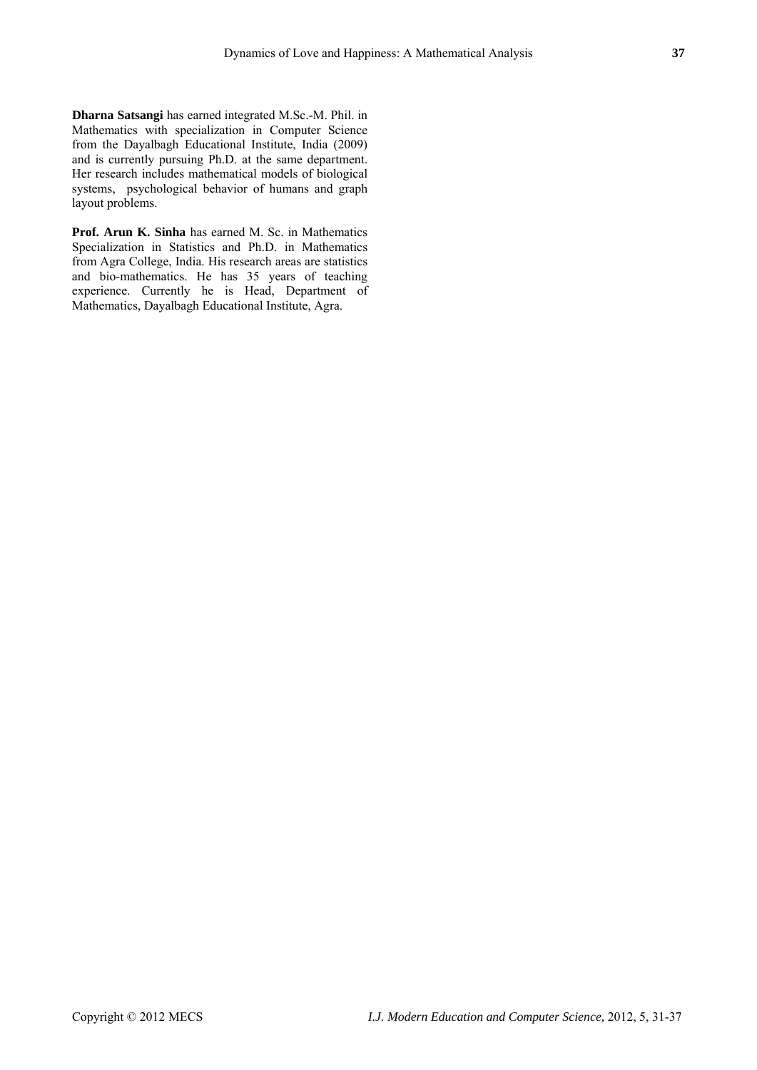**Dharna Satsangi** has earned integrated M.Sc.-M. Phil. in Mathematics with specialization in Computer Science from the Dayalbagh Educational Institute, India (2009) and is currently pursuing Ph.D. at the same department. Her research includes mathematical models of biological systems, psychological behavior of humans and graph layout problems.

**Prof. Arun K. Sinha** has earned M. Sc. in Mathematics Specialization in Statistics and Ph.D. in Mathematics from Agra College, India. His research areas are statistics and bio-mathematics. He has 35 years of teaching experience. Currently he is Head, Department of Mathematics, Dayalbagh Educational Institute, Agra.